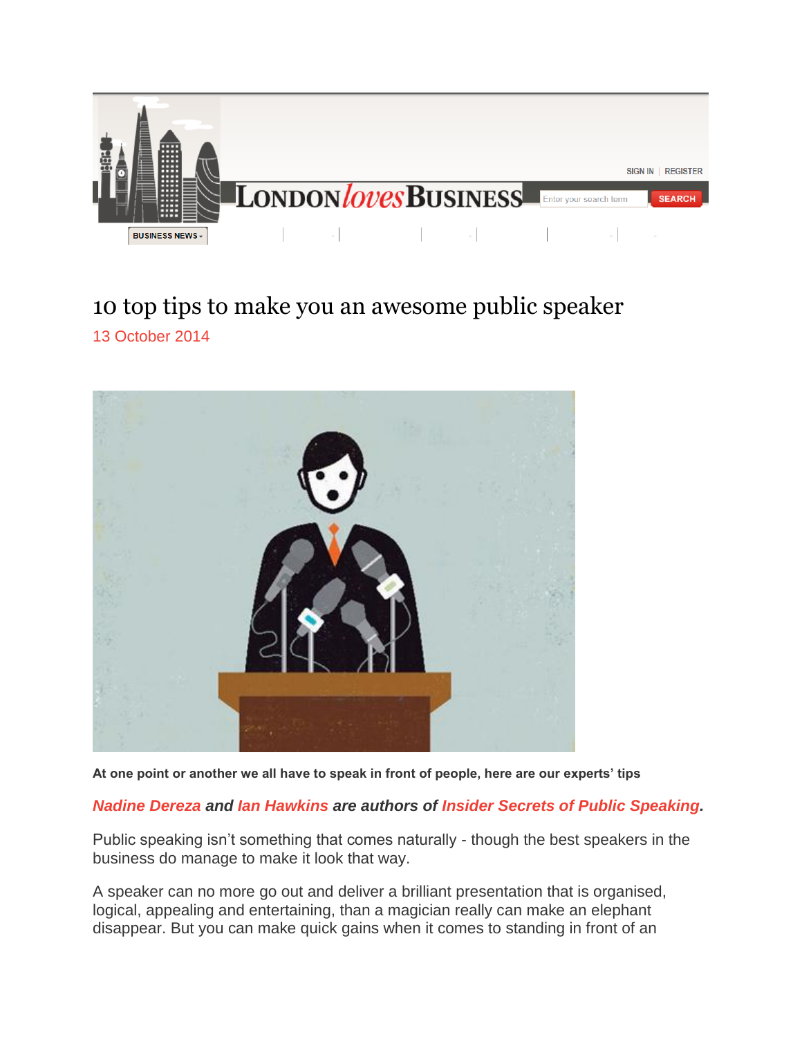# 10 top tips to make you an awesome public speaker

13 October 2014

**At one point or another we all have to speak in front of people, here are our experts' tips**

***Nadine Dereza and Ian Hawkins are authors of Insider Secrets of Public Speaking.***

Public speaking isn't something that comes naturally - though the best speakers in the business do manage to make it look that way.

A speaker can no more go out and deliver a brilliant presentation that is organised, logical, appealing and entertaining, than a magician really can make an elephant disappear. But you can make quick gains when it comes to standing in front of an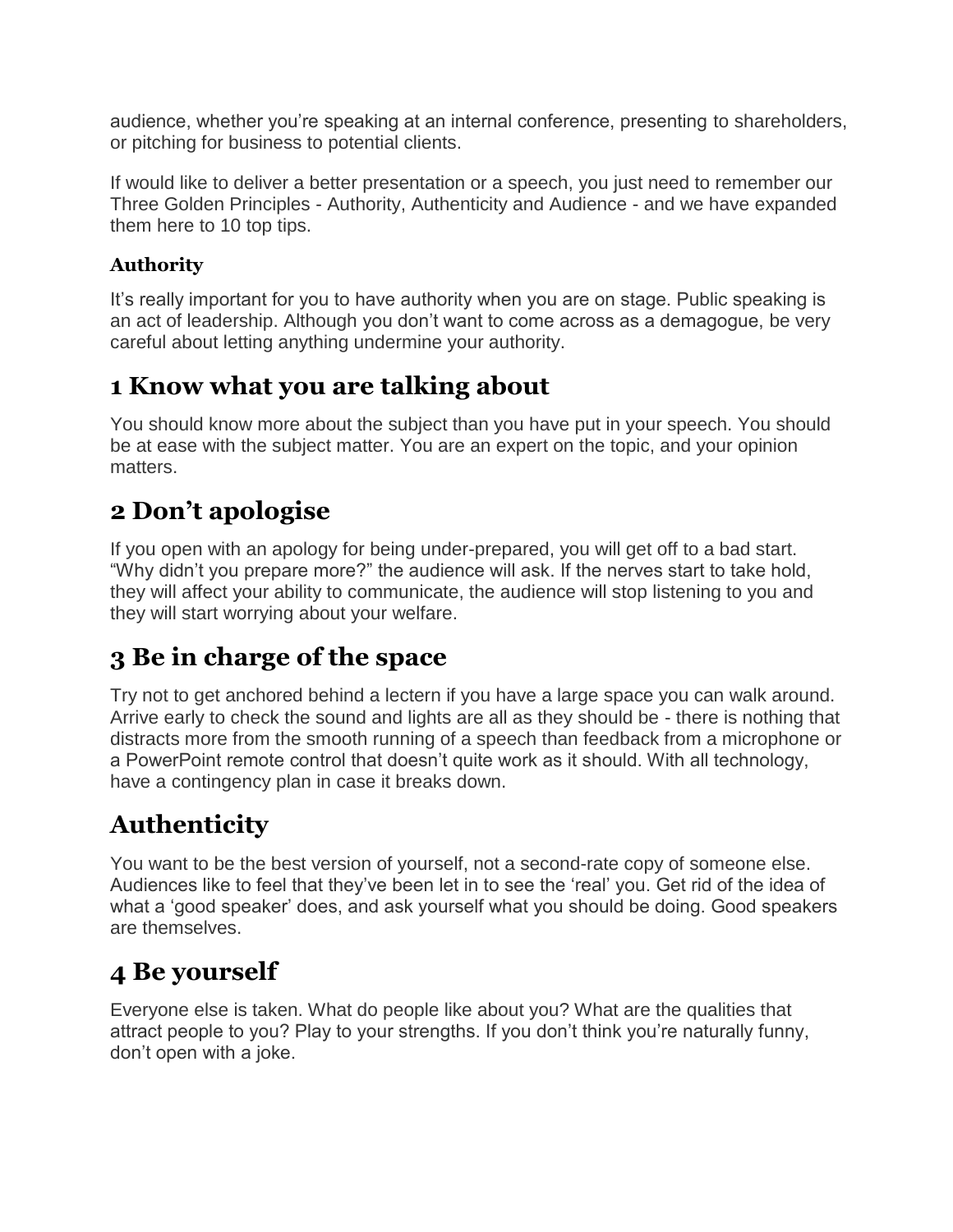audience, whether you're speaking at an internal conference, presenting to shareholders, or pitching for business to potential clients.

If would like to deliver a better presentation or a speech, you just need to remember our Three Golden Principles - Authority, Authenticity and Audience - and we have expanded them here to 10 top tips.

### Authority

It's really important for you to have authority when you are on stage. Public speaking is an act of leadership. Although you don't want to come across as a demagogue, be very careful about letting anything undermine your authority.

## 1 Know what you are talking about

You should know more about the subject than you have put in your speech. You should be at ease with the subject matter. You are an expert on the topic, and your opinion matters.

## 2 Don't apologise

If you open with an apology for being under-prepared, you will get off to a bad start. "Why didn't you prepare more?" the audience will ask. If the nerves start to take hold, they will affect your ability to communicate, the audience will stop listening to you and they will start worrying about your welfare.

## 3 Be in charge of the space

Try not to get anchored behind a lectern if you have a large space you can walk around. Arrive early to check the sound and lights are all as they should be - there is nothing that distracts more from the smooth running of a speech than feedback from a microphone or a PowerPoint remote control that doesn't quite work as it should. With all technology, have a contingency plan in case it breaks down.

## Authenticity

You want to be the best version of yourself, not a second-rate copy of someone else. Audiences like to feel that they've been let in to see the 'real' you. Get rid of the idea of what a 'good speaker' does, and ask yourself what you should be doing. Good speakers are themselves.

## 4 Be yourself

Everyone else is taken. What do people like about you? What are the qualities that attract people to you? Play to your strengths. If you don't think you're naturally funny, don't open with a joke.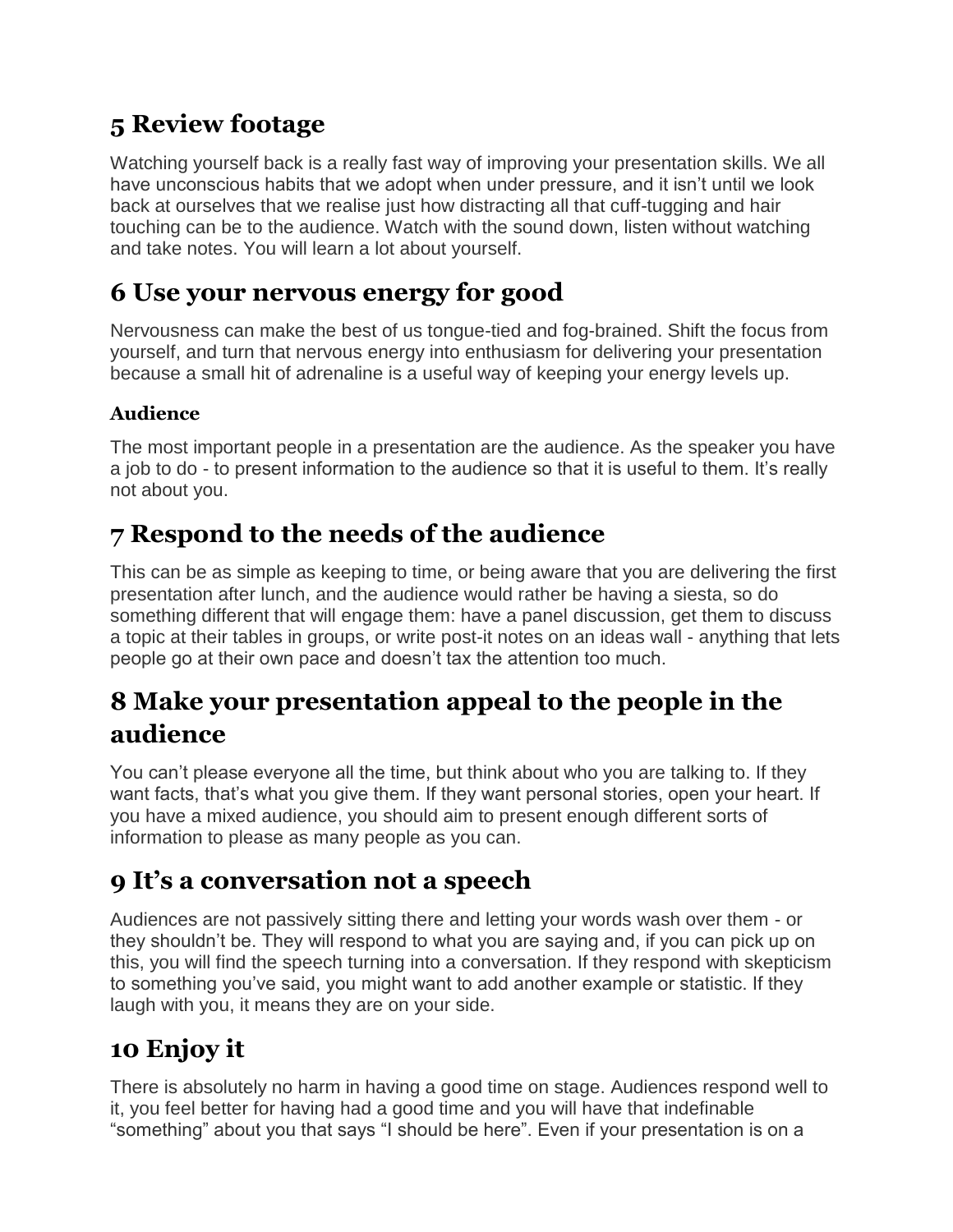## 5 Review footage

Watching yourself back is a really fast way of improving your presentation skills. We all have unconscious habits that we adopt when under pressure, and it isn't until we look back at ourselves that we realise just how distracting all that cuff-tugging and hair touching can be to the audience. Watch with the sound down, listen without watching and take notes. You will learn a lot about yourself.

## 6 Use your nervous energy for good

Nervousness can make the best of us tongue-tied and fog-brained. Shift the focus from yourself, and turn that nervous energy into enthusiasm for delivering your presentation because a small hit of adrenaline is a useful way of keeping your energy levels up.

### Audience

The most important people in a presentation are the audience. As the speaker you have a job to do - to present information to the audience so that it is useful to them. It's really not about you.

## 7 Respond to the needs of the audience

This can be as simple as keeping to time, or being aware that you are delivering the first presentation after lunch, and the audience would rather be having a siesta, so do something different that will engage them: have a panel discussion, get them to discuss a topic at their tables in groups, or write post-it notes on an ideas wall - anything that lets people go at their own pace and doesn't tax the attention too much.

## 8 Make your presentation appeal to the people in the audience

You can't please everyone all the time, but think about who you are talking to. If they want facts, that's what you give them. If they want personal stories, open your heart. If you have a mixed audience, you should aim to present enough different sorts of information to please as many people as you can.

## 9 It's a conversation not a speech

Audiences are not passively sitting there and letting your words wash over them - or they shouldn't be. They will respond to what you are saying and, if you can pick up on this, you will find the speech turning into a conversation. If they respond with skepticism to something you've said, you might want to add another example or statistic. If they laugh with you, it means they are on your side.

## 10 Enjoy it

There is absolutely no harm in having a good time on stage. Audiences respond well to it, you feel better for having had a good time and you will have that indefinable "something" about you that says "I should be here". Even if your presentation is on a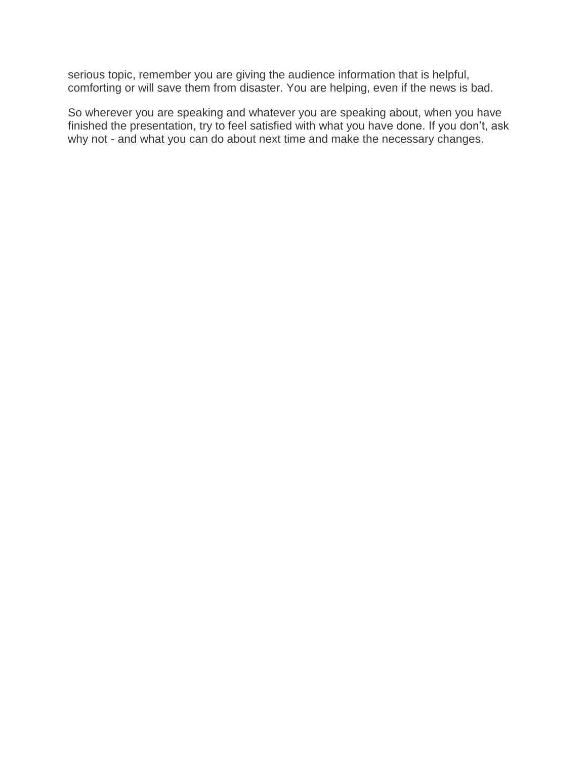serious topic, remember you are giving the audience information that is helpful, comforting or will save them from disaster. You are helping, even if the news is bad.

So wherever you are speaking and whatever you are speaking about, when you have finished the presentation, try to feel satisfied with what you have done. If you don't, ask why not - and what you can do about next time and make the necessary changes.